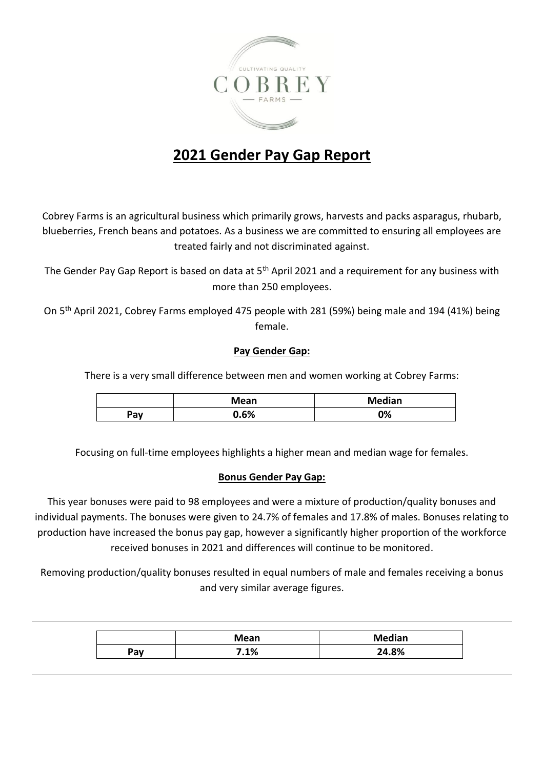# 2021 Gender Pay Gap Report

Cobrey Farms is an agricultural business which primarily grows, harvests and packs asparagus, rhubarb, blueberries, French beans and potatoes. As a business we are committed to ensuring all employees are treated fairly and not discriminated against.

The Gender Pay Gap Report is based on data at 5th April 2021 and a requirement for any business with more than 250 employees.

On 5th April 2021, Cobrey Farms employed 475 people with 281 (59%) being male and 194 (41%) being female.

## Pay Gender Gap:

There is a very small difference between men and women working at Cobrey Farms:

| | Mean | Median |
|---|---|---|
| Pay | 0.6% | 0% |

Focusing on full-time employees highlights a higher mean and median wage for females.

## Bonus Gender Pay Gap:

This year bonuses were paid to 98 employees and were a mixture of production/quality bonuses and individual payments. The bonuses were given to 24.7% of females and 17.8% of males. Bonuses relating to production have increased the bonus pay gap, however a significantly higher proportion of the workforce received bonuses in 2021 and differences will continue to be monitored.

Removing production/quality bonuses resulted in equal numbers of male and females receiving a bonus and very similar average figures.

| | Mean | Median |
|---|---|---|
| Pay | 7.1% | 24.8% |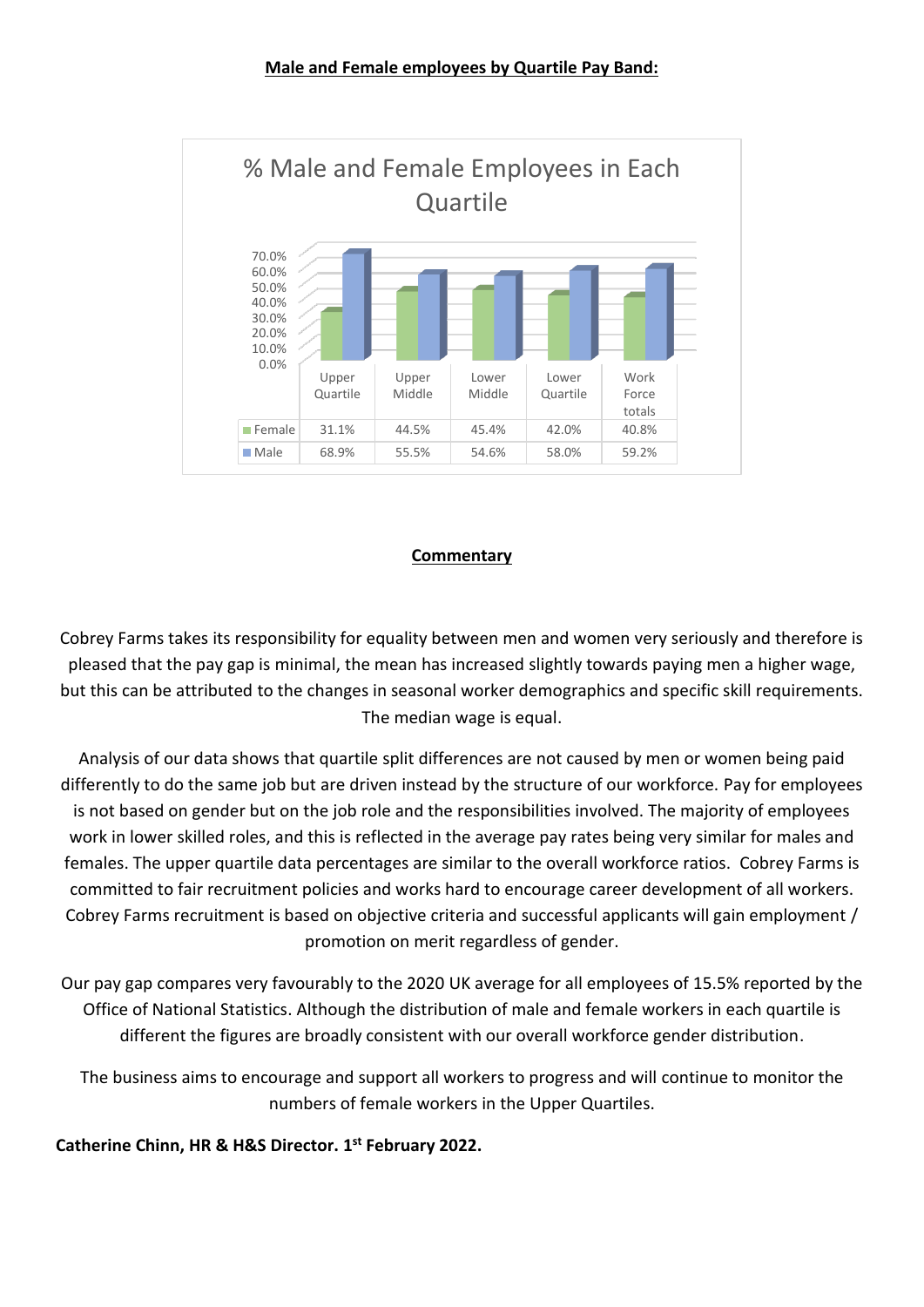## Male and Female employees by Quartile Pay Band:

% Male and Female Employees in Each Quartile

70.0%
60.0%
50.0%
40.0%
30.0%
20.0%
10.0%
0.0%

Upper Quartile, Upper Middle, Lower Middle, Lower Quartile, Work Force totals

Female: 31.1%, 44.5%, 45.4%, 42.0%, 40.8%

Male: 68.9%, 55.5%, 54.6%, 58.0%, 59.2%

## Commentary

Cobrey Farms takes its responsibility for equality between men and women very seriously and therefore is pleased that the pay gap is minimal, the mean has increased slightly towards paying men a higher wage, but this can be attributed to the changes in seasonal worker demographics and specific skill requirements. The median wage is equal.

Analysis of our data shows that quartile split differences are not caused by men or women being paid differently to do the same job but are driven instead by the structure of our workforce. Pay for employees is not based on gender but on the job role and the responsibilities involved. The majority of employees work in lower skilled roles, and this is reflected in the average pay rates being very similar for males and females. The upper quartile data percentages are similar to the overall workforce ratios. Cobrey Farms is committed to fair recruitment policies and works hard to encourage career development of all workers. Cobrey Farms recruitment is based on objective criteria and successful applicants will gain employment / promotion on merit regardless of gender.

Our pay gap compares very favourably to the 2020 UK average for all employees of 15.5% reported by the Office of National Statistics. Although the distribution of male and female workers in each quartile is different the figures are broadly consistent with our overall workforce gender distribution.

The business aims to encourage and support all workers to progress and will continue to monitor the numbers of female workers in the Upper Quartiles.

**Catherine Chinn, HR & H&S Director. 1st February 2022.**